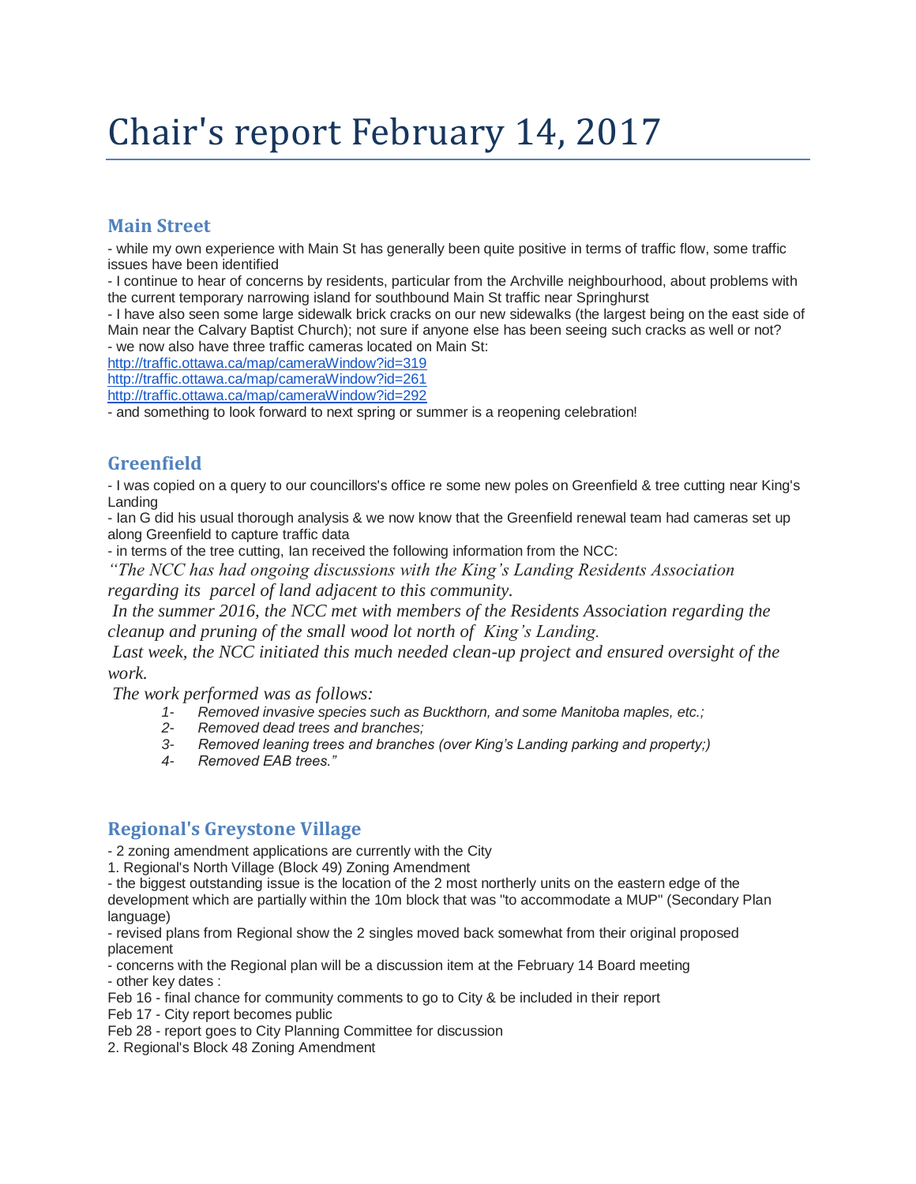# Chair's report February 14, 2017

## Main Street

- while my own experience with Main St has generally been quite positive in terms of traffic flow, some traffic issues have been identified
- I continue to hear of concerns by residents, particular from the Archville neighbourhood, about problems with the current temporary narrowing island for southbound Main St traffic near Springhurst
- I have also seen some large sidewalk brick cracks on our new sidewalks (the largest being on the east side of Main near the Calvary Baptist Church); not sure if anyone else has been seeing such cracks as well or not?
- we now also have three traffic cameras located on Main St:

http://traffic.ottawa.ca/map/cameraWindow?id=319
http://traffic.ottawa.ca/map/cameraWindow?id=261
http://traffic.ottawa.ca/map/cameraWindow?id=292

- and something to look forward to next spring or summer is a reopening celebration!

## Greenfield

- I was copied on a query to our councillors's office re some new poles on Greenfield & tree cutting near King's Landing
- Ian G did his usual thorough analysis & we now know that the Greenfield renewal team had cameras set up along Greenfield to capture traffic data
- in terms of the tree cutting, Ian received the following information from the NCC:

*"The NCC has had ongoing discussions with the King's Landing Residents Association regarding its parcel of land adjacent to this community.*

*In the summer 2016, the NCC met with members of the Residents Association regarding the cleanup and pruning of the small wood lot north of King's Landing.*

*Last week, the NCC initiated this much needed clean-up project and ensured oversight of the work.*

*The work performed was as follows:*

1. *Removed invasive species such as Buckthorn, and some Manitoba maples, etc.;*
2. *Removed dead trees and branches;*
3. *Removed leaning trees and branches (over King's Landing parking and property;)*
4. *Removed EAB trees."*

## Regional's Greystone Village

- 2 zoning amendment applications are currently with the City

1. Regional's North Village (Block 49) Zoning Amendment

- the biggest outstanding issue is the location of the 2 most northerly units on the eastern edge of the development which are partially within the 10m block that was "to accommodate a MUP" (Secondary Plan language)
- revised plans from Regional show the 2 singles moved back somewhat from their original proposed placement
- concerns with the Regional plan will be a discussion item at the February 14 Board meeting
- other key dates :

Feb 16 - final chance for community comments to go to City & be included in their report
Feb 17 - City report becomes public
Feb 28 - report goes to City Planning Committee for discussion

2. Regional's Block 48 Zoning Amendment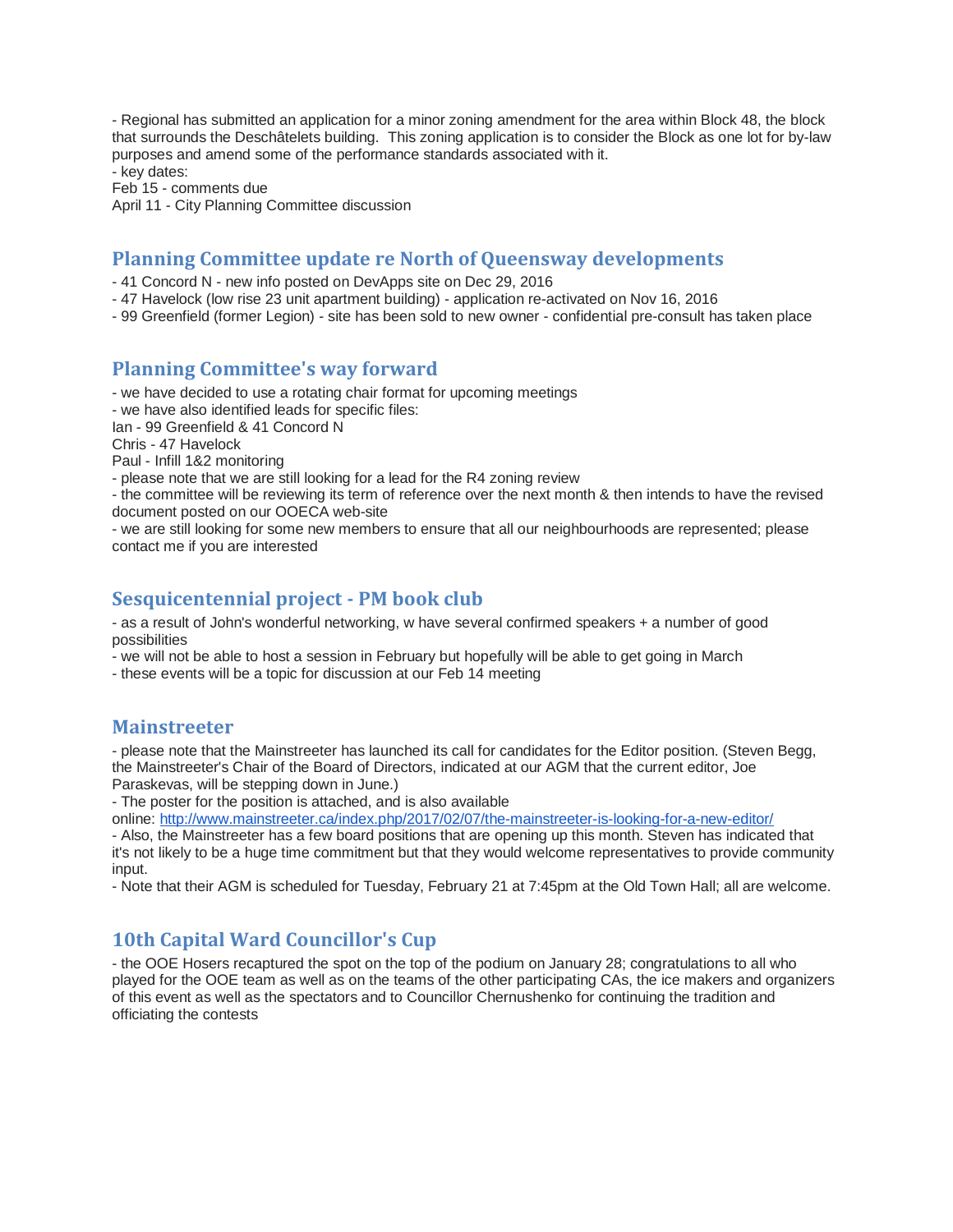- Regional has submitted an application for a minor zoning amendment for the area within Block 48, the block that surrounds the Deschâtelets building. This zoning application is to consider the Block as one lot for by-law purposes and amend some of the performance standards associated with it.
- key dates:
Feb 15 - comments due
April 11 - City Planning Committee discussion

## Planning Committee update re North of Queensway developments

- 41 Concord N - new info posted on DevApps site on Dec 29, 2016
- 47 Havelock (low rise 23 unit apartment building) - application re-activated on Nov 16, 2016
- 99 Greenfield (former Legion) - site has been sold to new owner - confidential pre-consult has taken place

## Planning Committee's way forward

- we have decided to use a rotating chair format for upcoming meetings
- we have also identified leads for specific files:
Ian - 99 Greenfield & 41 Concord N
Chris - 47 Havelock
Paul - Infill 1&2 monitoring
- please note that we are still looking for a lead for the R4 zoning review
- the committee will be reviewing its term of reference over the next month & then intends to have the revised document posted on our OOECA web-site
- we are still looking for some new members to ensure that all our neighbourhoods are represented; please contact me if you are interested

## Sesquicentennial project - PM book club

- as a result of John's wonderful networking, w have several confirmed speakers + a number of good possibilities
- we will not be able to host a session in February but hopefully will be able to get going in March
- these events will be a topic for discussion at our Feb 14 meeting

## Mainstreeter

- please note that the Mainstreeter has launched its call for candidates for the Editor position. (Steven Begg, the Mainstreeter's Chair of the Board of Directors, indicated at our AGM that the current editor, Joe Paraskevas, will be stepping down in June.)
- The poster for the position is attached, and is also available online: http://www.mainstreeter.ca/index.php/2017/02/07/the-mainstreeter-is-looking-for-a-new-editor/
- Also, the Mainstreeter has a few board positions that are opening up this month. Steven has indicated that it's not likely to be a huge time commitment but that they would welcome representatives to provide community input.
- Note that their AGM is scheduled for Tuesday, February 21 at 7:45pm at the Old Town Hall; all are welcome.

## 10th Capital Ward Councillor's Cup

- the OOE Hosers recaptured the spot on the top of the podium on January 28; congratulations to all who played for the OOE team as well as on the teams of the other participating CAs, the ice makers and organizers of this event as well as the spectators and to Councillor Chernushenko for continuing the tradition and officiating the contests